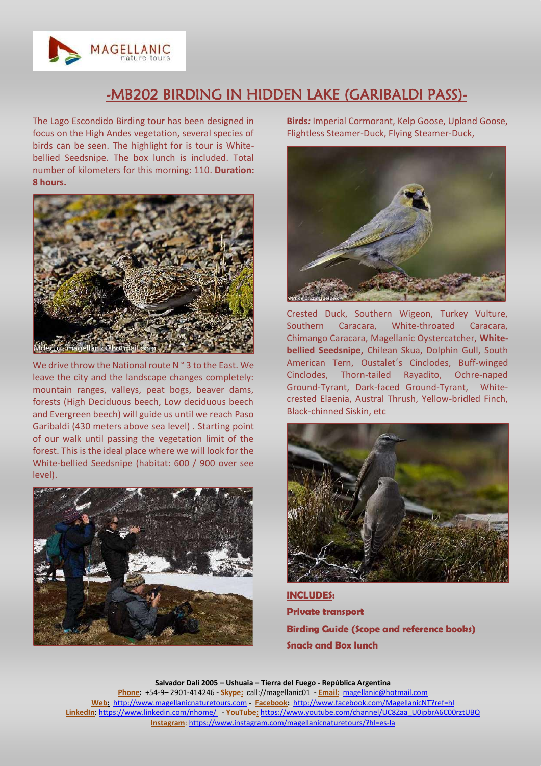# -MB202 BIRDING IN HIDDEN LAKE (GARIBALDI PASS)-

The Lago Escondido Birding tour has been designed in focus on the High Andes vegetation, several species of birds can be seen. The highlight for is tour is White-bellied Seedsnipe. The box lunch is included. Total number of kilometers for this morning: 110. **Duration: 8 hours.**

We drive throw the National route N ° 3 to the East. We leave the city and the landscape changes completely: mountain ranges, valleys, peat bogs, beaver dams, forests (High Deciduous beech, Low deciduous beech and Evergreen beech) will guide us until we reach Paso Garibaldi (430 meters above sea level) . Starting point of our walk until passing the vegetation limit of the forest. This is the ideal place where we will look for the White-bellied Seedsnipe (habitat: 600 / 900 over see level).

**Birds:** Imperial Cormorant, Kelp Goose, Upland Goose, Flightless Steamer-Duck, Flying Steamer-Duck, Crested Duck, Southern Wigeon, Turkey Vulture, Southern Caracara, White-throated Caracara, Chimango Caracara, Magellanic Oystercatcher, **White-bellied Seedsnipe,** Chilean Skua, Dolphin Gull, South American Tern, Oustalet´s Cinclodes, Buff-winged Cinclodes, Thorn-tailed Rayadito, Ochre-naped Ground-Tyrant, Dark-faced Ground-Tyrant, White-crested Elaenia, Austral Thrush, Yellow-bridled Finch, Black-chinned Siskin, etc

**INCLUDES:**

**Private transport**

**Birding Guide (Scope and reference books)**

**Snack and Box lunch**

**Salvador Dalí 2005 – Ushuaia – Tierra del Fuego - República Argentina**

**Phone:** +54-9– 2901-414246 - **Skype:** call://magellanic01 - **Email:** magellanic@hotmail.com

**Web:** http://www.magellanicnaturetours.com - **Facebook:** http://www.facebook.com/MagellanicNT?ref=hl

**LinkedIn:** https://www.linkedin.com/nhome/ - **YouTube:** https://www.youtube.com/channel/UC8Zaa_U0ipbrA6C00rztUBQ

**Instagram:** https://www.instagram.com/magellanicnaturetours/?hl=es-la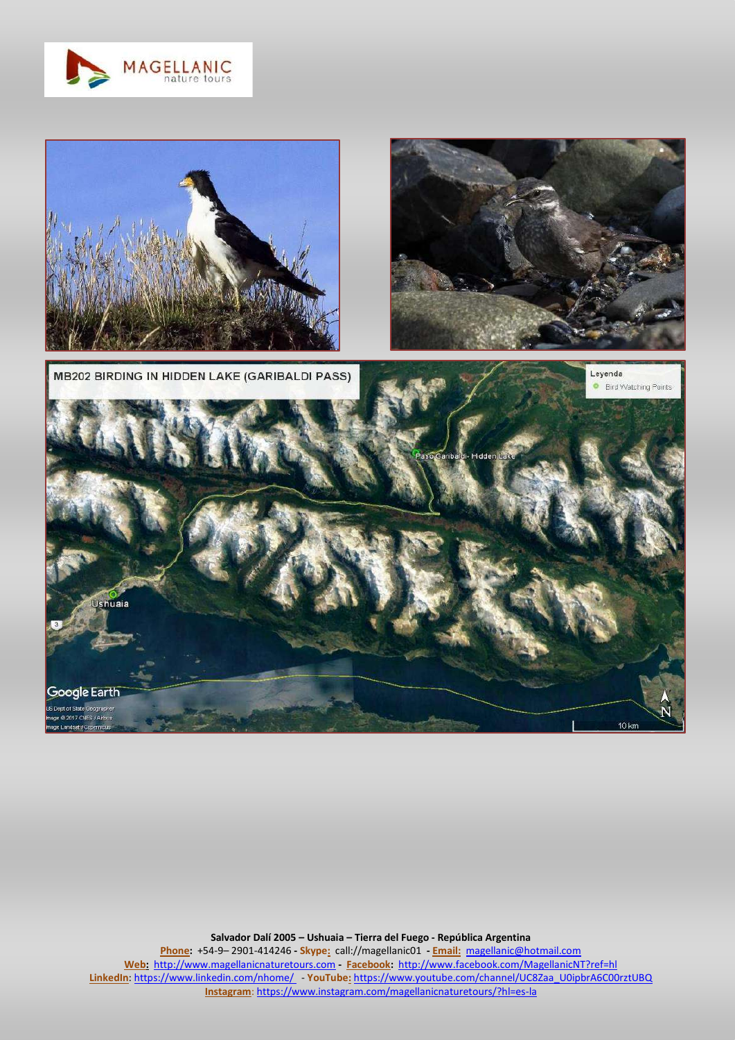MB202 BIRDING IN HIDDEN LAKE (GARIBALDI PASS)

Leyenda

Bird Watching Points

Paso Garibaldi- Hidden Lake

Ushuaia

10 km

**Salvador Dalí 2005 – Ushuaia – Tierra del Fuego - República Argentina**

**Phone:** +54-9– 2901-414246 - **Skype:** call://magellanic01 - **Email:** magellanic@hotmail.com

**Web:** http://www.magellanicnaturetours.com - **Facebook:** http://www.facebook.com/MagellanicNT?ref=hl

**LinkedIn**: https://www.linkedin.com/nhome/ - **YouTube:** https://www.youtube.com/channel/UC8Zaa_U0ipbrA6C00rztUBQ

**Instagram**: https://www.instagram.com/magellanicnaturetours/?hl=es-la